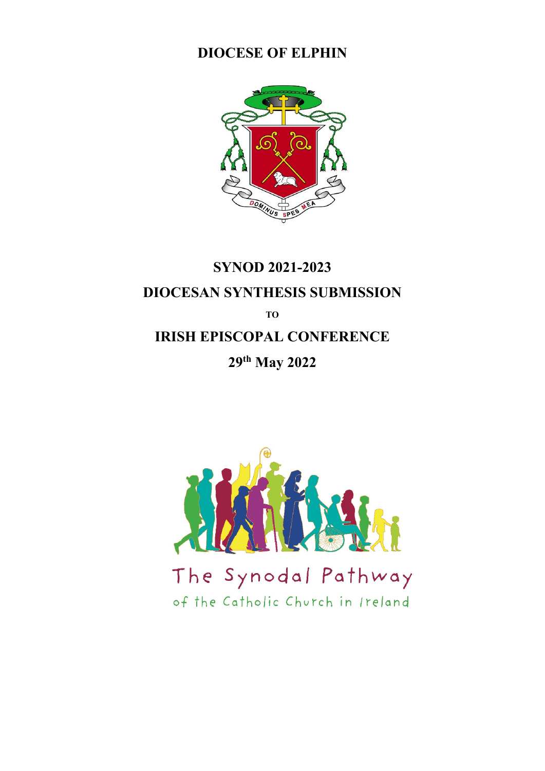# DIOCESE OF ELPHIN

DOMINUS SPES MEA

## SYNOD 2021-2023

## DIOCESAN SYNTHESIS SUBMISSION

**TO**

## IRISH EPISCOPAL CONFERENCE

**29th May 2022**

The Synodal Pathway

of the Catholic Church in Ireland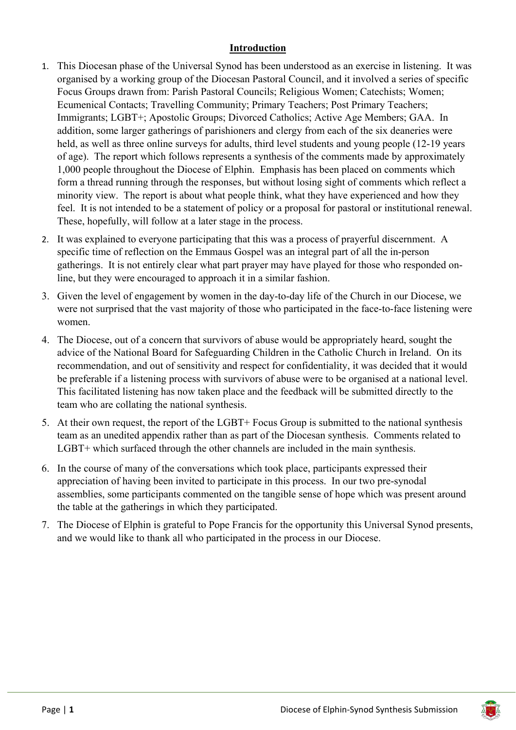## Introduction

1. This Diocesan phase of the Universal Synod has been understood as an exercise in listening. It was organised by a working group of the Diocesan Pastoral Council, and it involved a series of specific Focus Groups drawn from: Parish Pastoral Councils; Religious Women; Catechists; Women; Ecumenical Contacts; Travelling Community; Primary Teachers; Post Primary Teachers; Immigrants; LGBT+; Apostolic Groups; Divorced Catholics; Active Age Members; GAA. In addition, some larger gatherings of parishioners and clergy from each of the six deaneries were held, as well as three online surveys for adults, third level students and young people (12-19 years of age). The report which follows represents a synthesis of the comments made by approximately 1,000 people throughout the Diocese of Elphin. Emphasis has been placed on comments which form a thread running through the responses, but without losing sight of comments which reflect a minority view. The report is about what people think, what they have experienced and how they feel. It is not intended to be a statement of policy or a proposal for pastoral or institutional renewal. These, hopefully, will follow at a later stage in the process.

2. It was explained to everyone participating that this was a process of prayerful discernment. A specific time of reflection on the Emmaus Gospel was an integral part of all the in-person gatherings. It is not entirely clear what part prayer may have played for those who responded on-line, but they were encouraged to approach it in a similar fashion.

3. Given the level of engagement by women in the day-to-day life of the Church in our Diocese, we were not surprised that the vast majority of those who participated in the face-to-face listening were women.

4. The Diocese, out of a concern that survivors of abuse would be appropriately heard, sought the advice of the National Board for Safeguarding Children in the Catholic Church in Ireland. On its recommendation, and out of sensitivity and respect for confidentiality, it was decided that it would be preferable if a listening process with survivors of abuse were to be organised at a national level. This facilitated listening has now taken place and the feedback will be submitted directly to the team who are collating the national synthesis.

5. At their own request, the report of the LGBT+ Focus Group is submitted to the national synthesis team as an unedited appendix rather than as part of the Diocesan synthesis. Comments related to LGBT+ which surfaced through the other channels are included in the main synthesis.

6. In the course of many of the conversations which took place, participants expressed their appreciation of having been invited to participate in this process. In our two pre-synodal assemblies, some participants commented on the tangible sense of hope which was present around the table at the gatherings in which they participated.

7. The Diocese of Elphin is grateful to Pope Francis for the opportunity this Universal Synod presents, and we would like to thank all who participated in the process in our Diocese.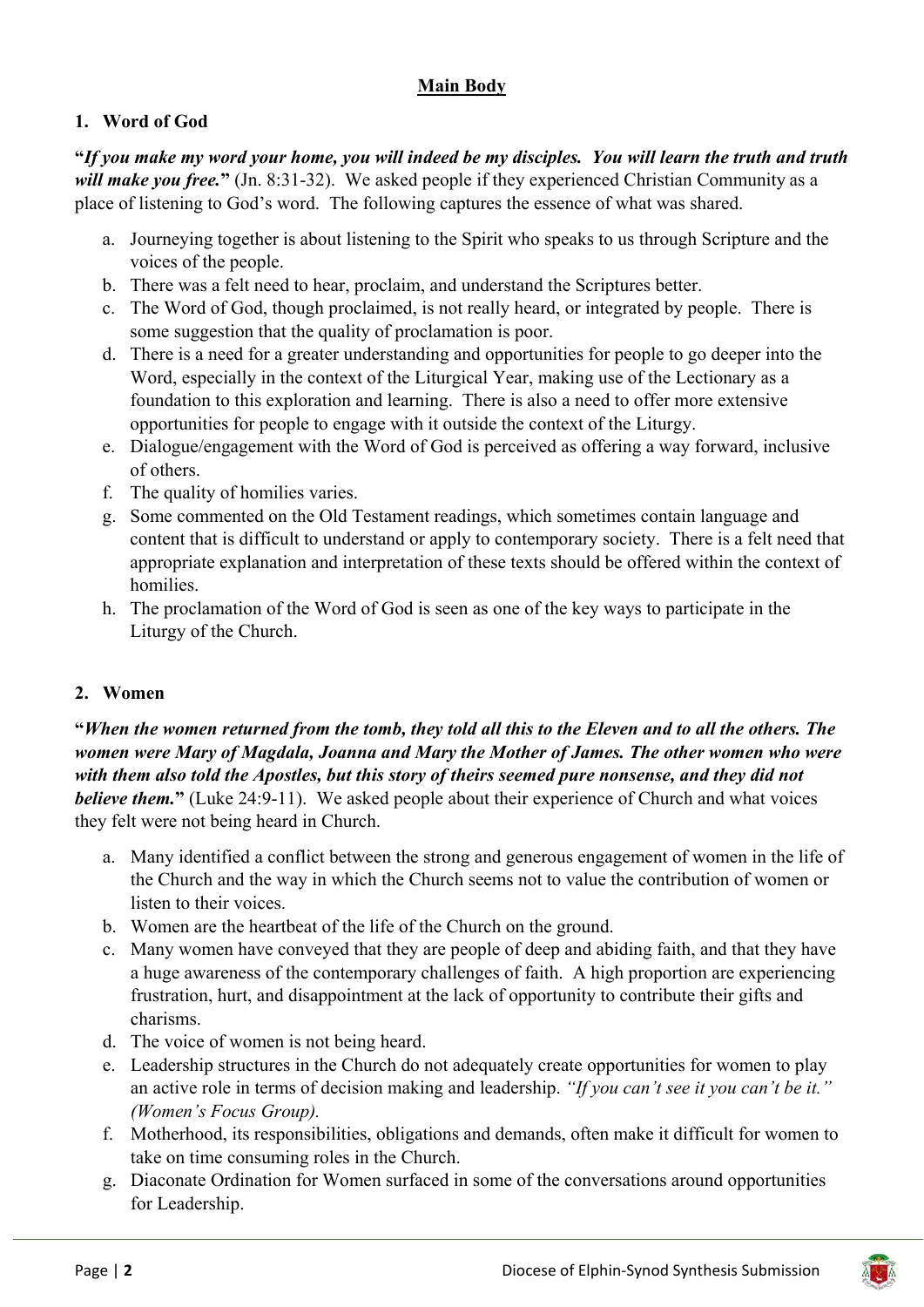## Main Body

### 1. Word of God

"***If you make my word your home, you will indeed be my disciples. You will learn the truth and truth will make you free.***" (Jn. 8:31-32). We asked people if they experienced Christian Community as a place of listening to God's word. The following captures the essence of what was shared.

a. Journeying together is about listening to the Spirit who speaks to us through Scripture and the voices of the people.
b. There was a felt need to hear, proclaim, and understand the Scriptures better.
c. The Word of God, though proclaimed, is not really heard, or integrated by people. There is some suggestion that the quality of proclamation is poor.
d. There is a need for a greater understanding and opportunities for people to go deeper into the Word, especially in the context of the Liturgical Year, making use of the Lectionary as a foundation to this exploration and learning. There is also a need to offer more extensive opportunities for people to engage with it outside the context of the Liturgy.
e. Dialogue/engagement with the Word of God is perceived as offering a way forward, inclusive of others.
f. The quality of homilies varies.
g. Some commented on the Old Testament readings, which sometimes contain language and content that is difficult to understand or apply to contemporary society. There is a felt need that appropriate explanation and interpretation of these texts should be offered within the context of homilies.
h. The proclamation of the Word of God is seen as one of the key ways to participate in the Liturgy of the Church.

### 2. Women

"***When the women returned from the tomb, they told all this to the Eleven and to all the others. The women were Mary of Magdala, Joanna and Mary the Mother of James. The other women who were with them also told the Apostles, but this story of theirs seemed pure nonsense, and they did not believe them.***" (Luke 24:9-11). We asked people about their experience of Church and what voices they felt were not being heard in Church.

a. Many identified a conflict between the strong and generous engagement of women in the life of the Church and the way in which the Church seems not to value the contribution of women or listen to their voices.
b. Women are the heartbeat of the life of the Church on the ground.
c. Many women have conveyed that they are people of deep and abiding faith, and that they have a huge awareness of the contemporary challenges of faith. A high proportion are experiencing frustration, hurt, and disappointment at the lack of opportunity to contribute their gifts and charisms.
d. The voice of women is not being heard.
e. Leadership structures in the Church do not adequately create opportunities for women to play an active role in terms of decision making and leadership. *"If you can't see it you can't be it." (Women's Focus Group).*
f. Motherhood, its responsibilities, obligations and demands, often make it difficult for women to take on time consuming roles in the Church.
g. Diaconate Ordination for Women surfaced in some of the conversations around opportunities for Leadership.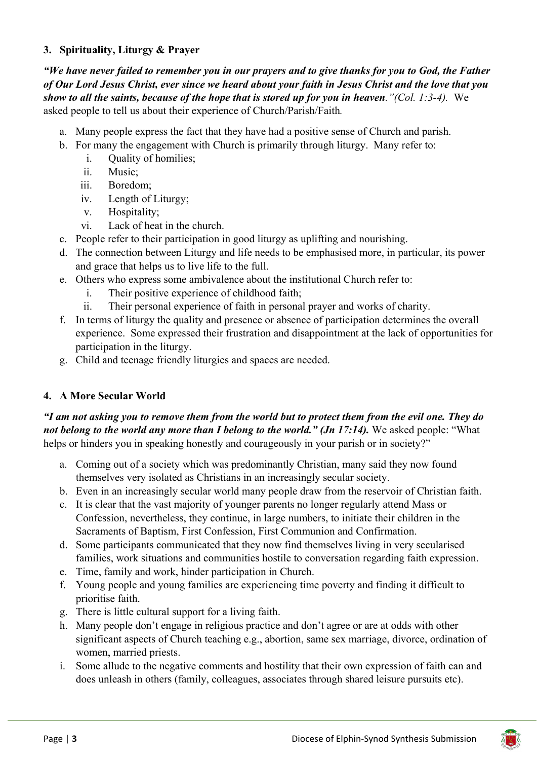### 3. Spirituality, Liturgy & Prayer

***"We have never failed to remember you in our prayers and to give thanks for you to God, the Father of Our Lord Jesus Christ, ever since we heard about your faith in Jesus Christ and the love that you show to all the saints, because of the hope that is stored up for you in heaven."(Col. 1:3-4).*** We asked people to tell us about their experience of Church/Parish/Faith.

a. Many people express the fact that they have had a positive sense of Church and parish.
b. For many the engagement with Church is primarily through liturgy. Many refer to:
   i. Quality of homilies;
   ii. Music;
   iii. Boredom;
   iv. Length of Liturgy;
   v. Hospitality;
   vi. Lack of heat in the church.
c. People refer to their participation in good liturgy as uplifting and nourishing.
d. The connection between Liturgy and life needs to be emphasised more, in particular, its power and grace that helps us to live life to the full.
e. Others who express some ambivalence about the institutional Church refer to:
   i. Their positive experience of childhood faith;
   ii. Their personal experience of faith in personal prayer and works of charity.
f. In terms of liturgy the quality and presence or absence of participation determines the overall experience. Some expressed their frustration and disappointment at the lack of opportunities for participation in the liturgy.
g. Child and teenage friendly liturgies and spaces are needed.

### 4. A More Secular World

***"I am not asking you to remove them from the world but to protect them from the evil one. They do not belong to the world any more than I belong to the world." (Jn 17:14).*** We asked people: "What helps or hinders you in speaking honestly and courageously in your parish or in society?"

a. Coming out of a society which was predominantly Christian, many said they now found themselves very isolated as Christians in an increasingly secular society.
b. Even in an increasingly secular world many people draw from the reservoir of Christian faith.
c. It is clear that the vast majority of younger parents no longer regularly attend Mass or Confession, nevertheless, they continue, in large numbers, to initiate their children in the Sacraments of Baptism, First Confession, First Communion and Confirmation.
d. Some participants communicated that they now find themselves living in very secularised families, work situations and communities hostile to conversation regarding faith expression.
e. Time, family and work, hinder participation in Church.
f. Young people and young families are experiencing time poverty and finding it difficult to prioritise faith.
g. There is little cultural support for a living faith.
h. Many people don't engage in religious practice and don't agree or are at odds with other significant aspects of Church teaching e.g., abortion, same sex marriage, divorce, ordination of women, married priests.
i. Some allude to the negative comments and hostility that their own expression of faith can and does unleash in others (family, colleagues, associates through shared leisure pursuits etc).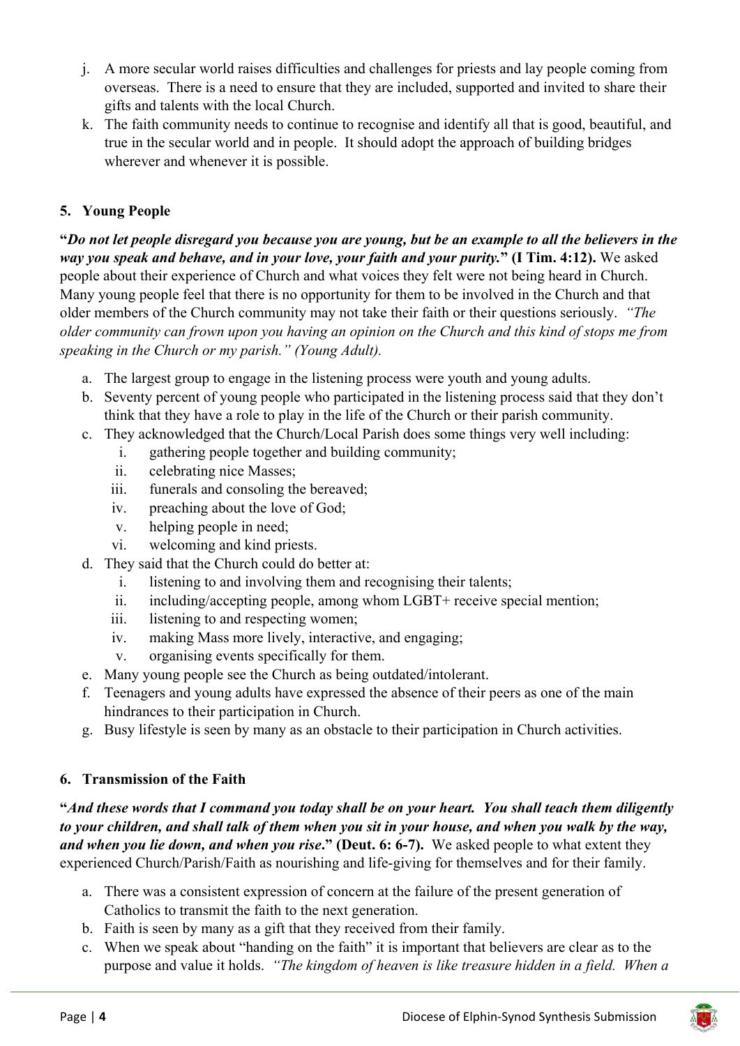j. A more secular world raises difficulties and challenges for priests and lay people coming from overseas. There is a need to ensure that they are included, supported and invited to share their gifts and talents with the local Church.
k. The faith community needs to continue to recognise and identify all that is good, beautiful, and true in the secular world and in people. It should adopt the approach of building bridges wherever and whenever it is possible.

## 5. Young People

**"*Do not let people disregard you because you are young, but be an example to all the believers in the way you speak and behave, and in your love, your faith and your purity.*" (I Tim. 4:12).** We asked people about their experience of Church and what voices they felt were not being heard in Church. Many young people feel that there is no opportunity for them to be involved in the Church and that older members of the Church community may not take their faith or their questions seriously. *"The older community can frown upon you having an opinion on the Church and this kind of stops me from speaking in the Church or my parish." (Young Adult).*

a. The largest group to engage in the listening process were youth and young adults.
b. Seventy percent of young people who participated in the listening process said that they don't think that they have a role to play in the life of the Church or their parish community.
c. They acknowledged that the Church/Local Parish does some things very well including:
    i. gathering people together and building community;
    ii. celebrating nice Masses;
    iii. funerals and consoling the bereaved;
    iv. preaching about the love of God;
    v. helping people in need;
    vi. welcoming and kind priests.
d. They said that the Church could do better at:
    i. listening to and involving them and recognising their talents;
    ii. including/accepting people, among whom LGBT+ receive special mention;
    iii. listening to and respecting women;
    iv. making Mass more lively, interactive, and engaging;
    v. organising events specifically for them.
e. Many young people see the Church as being outdated/intolerant.
f. Teenagers and young adults have expressed the absence of their peers as one of the main hindrances to their participation in Church.
g. Busy lifestyle is seen by many as an obstacle to their participation in Church activities.

## 6. Transmission of the Faith

**"*And these words that I command you today shall be on your heart. You shall teach them diligently to your children, and shall talk of them when you sit in your house, and when you walk by the way, and when you lie down, and when you rise*." (Deut. 6: 6-7).** We asked people to what extent they experienced Church/Parish/Faith as nourishing and life-giving for themselves and for their family.

a. There was a consistent expression of concern at the failure of the present generation of Catholics to transmit the faith to the next generation.
b. Faith is seen by many as a gift that they received from their family.
c. When we speak about "handing on the faith" it is important that believers are clear as to the purpose and value it holds. *"The kingdom of heaven is like treasure hidden in a field. When a*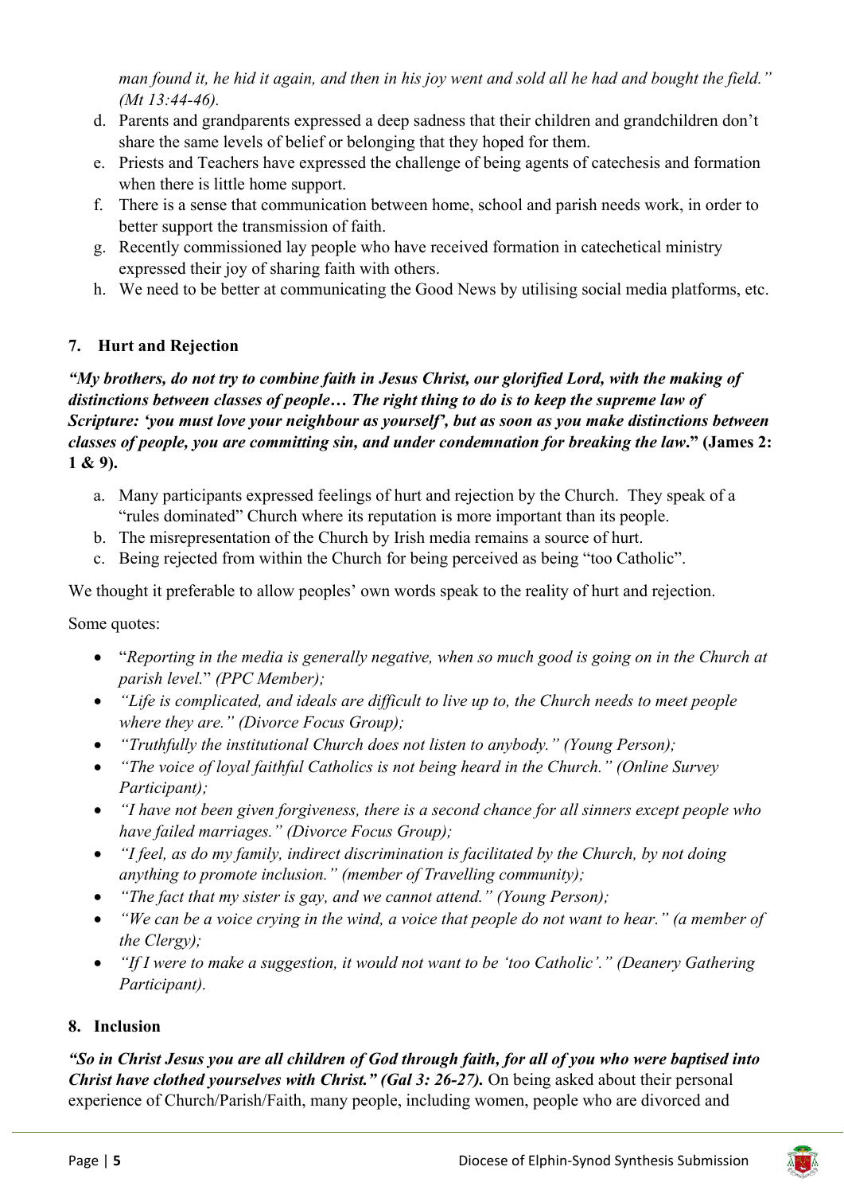*man found it, he hid it again, and then in his joy went and sold all he had and bought the field." (Mt 13:44-46).*

d. Parents and grandparents expressed a deep sadness that their children and grandchildren don't share the same levels of belief or belonging that they hoped for them.
e. Priests and Teachers have expressed the challenge of being agents of catechesis and formation when there is little home support.
f. There is a sense that communication between home, school and parish needs work, in order to better support the transmission of faith.
g. Recently commissioned lay people who have received formation in catechetical ministry expressed their joy of sharing faith with others.
h. We need to be better at communicating the Good News by utilising social media platforms, etc.

## 7. Hurt and Rejection

***"My brothers, do not try to combine faith in Jesus Christ, our glorified Lord, with the making of distinctions between classes of people… The right thing to do is to keep the supreme law of Scripture: 'you must love your neighbour as yourself', but as soon as you make distinctions between classes of people, you are committing sin, and under condemnation for breaking the law."* (James 2: 1 & 9).**

a. Many participants expressed feelings of hurt and rejection by the Church. They speak of a "rules dominated" Church where its reputation is more important than its people.
b. The misrepresentation of the Church by Irish media remains a source of hurt.
c. Being rejected from within the Church for being perceived as being "too Catholic".

We thought it preferable to allow peoples' own words speak to the reality of hurt and rejection.

Some quotes:

- "*Reporting in the media is generally negative, when so much good is going on in the Church at parish level.*" *(PPC Member);*
- *"Life is complicated, and ideals are difficult to live up to, the Church needs to meet people where they are." (Divorce Focus Group);*
- *"Truthfully the institutional Church does not listen to anybody." (Young Person);*
- *"The voice of loyal faithful Catholics is not being heard in the Church." (Online Survey Participant);*
- *"I have not been given forgiveness, there is a second chance for all sinners except people who have failed marriages." (Divorce Focus Group);*
- *"I feel, as do my family, indirect discrimination is facilitated by the Church, by not doing anything to promote inclusion." (member of Travelling community);*
- *"The fact that my sister is gay, and we cannot attend." (Young Person);*
- *"We can be a voice crying in the wind, a voice that people do not want to hear." (a member of the Clergy);*
- *"If I were to make a suggestion, it would not want to be 'too Catholic'." (Deanery Gathering Participant).*

## 8. Inclusion

***"So in Christ Jesus you are all children of God through faith, for all of you who were baptised into Christ have clothed yourselves with Christ." (Gal 3: 26-27).*** On being asked about their personal experience of Church/Parish/Faith, many people, including women, people who are divorced and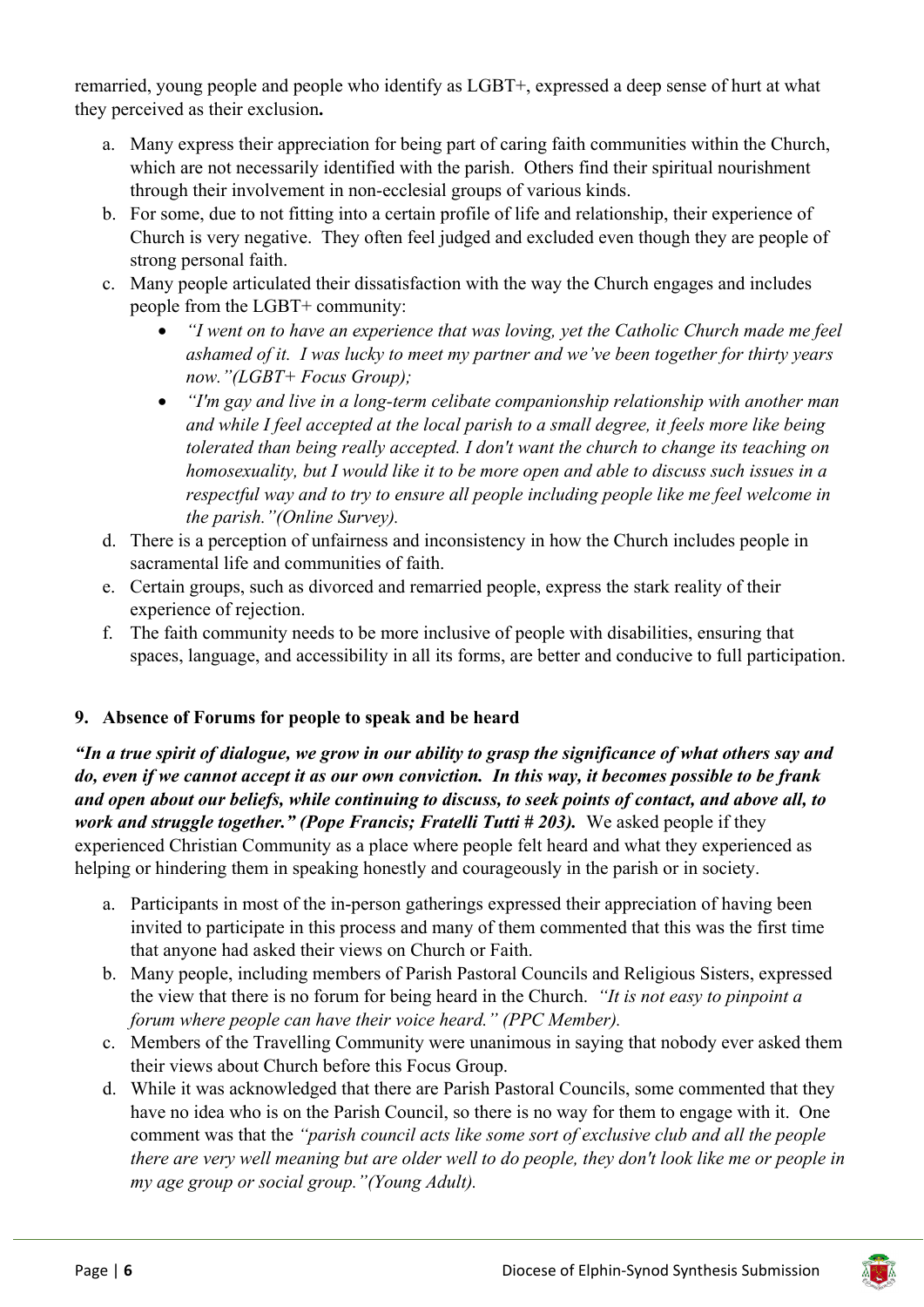remarried, young people and people who identify as LGBT+, expressed a deep sense of hurt at what they perceived as their exclusion**.**

a. Many express their appreciation for being part of caring faith communities within the Church, which are not necessarily identified with the parish. Others find their spiritual nourishment through their involvement in non-ecclesial groups of various kinds.
b. For some, due to not fitting into a certain profile of life and relationship, their experience of Church is very negative. They often feel judged and excluded even though they are people of strong personal faith.
c. Many people articulated their dissatisfaction with the way the Church engages and includes people from the LGBT+ community:
    - *"I went on to have an experience that was loving, yet the Catholic Church made me feel ashamed of it. I was lucky to meet my partner and we've been together for thirty years now."(LGBT+ Focus Group);*
    - *"I'm gay and live in a long-term celibate companionship relationship with another man and while I feel accepted at the local parish to a small degree, it feels more like being tolerated than being really accepted. I don't want the church to change its teaching on homosexuality, but I would like it to be more open and able to discuss such issues in a respectful way and to try to ensure all people including people like me feel welcome in the parish."(Online Survey).*
d. There is a perception of unfairness and inconsistency in how the Church includes people in sacramental life and communities of faith.
e. Certain groups, such as divorced and remarried people, express the stark reality of their experience of rejection.
f. The faith community needs to be more inclusive of people with disabilities, ensuring that spaces, language, and accessibility in all its forms, are better and conducive to full participation.

## 9. Absence of Forums for people to speak and be heard

***"In a true spirit of dialogue, we grow in our ability to grasp the significance of what others say and do, even if we cannot accept it as our own conviction. In this way, it becomes possible to be frank and open about our beliefs, while continuing to discuss, to seek points of contact, and above all, to work and struggle together." (Pope Francis; Fratelli Tutti # 203).*** We asked people if they experienced Christian Community as a place where people felt heard and what they experienced as helping or hindering them in speaking honestly and courageously in the parish or in society.

a. Participants in most of the in-person gatherings expressed their appreciation of having been invited to participate in this process and many of them commented that this was the first time that anyone had asked their views on Church or Faith.
b. Many people, including members of Parish Pastoral Councils and Religious Sisters, expressed the view that there is no forum for being heard in the Church. *"It is not easy to pinpoint a forum where people can have their voice heard." (PPC Member).*
c. Members of the Travelling Community were unanimous in saying that nobody ever asked them their views about Church before this Focus Group.
d. While it was acknowledged that there are Parish Pastoral Councils, some commented that they have no idea who is on the Parish Council, so there is no way for them to engage with it. One comment was that the *"parish council acts like some sort of exclusive club and all the people there are very well meaning but are older well to do people, they don't look like me or people in my age group or social group."(Young Adult).*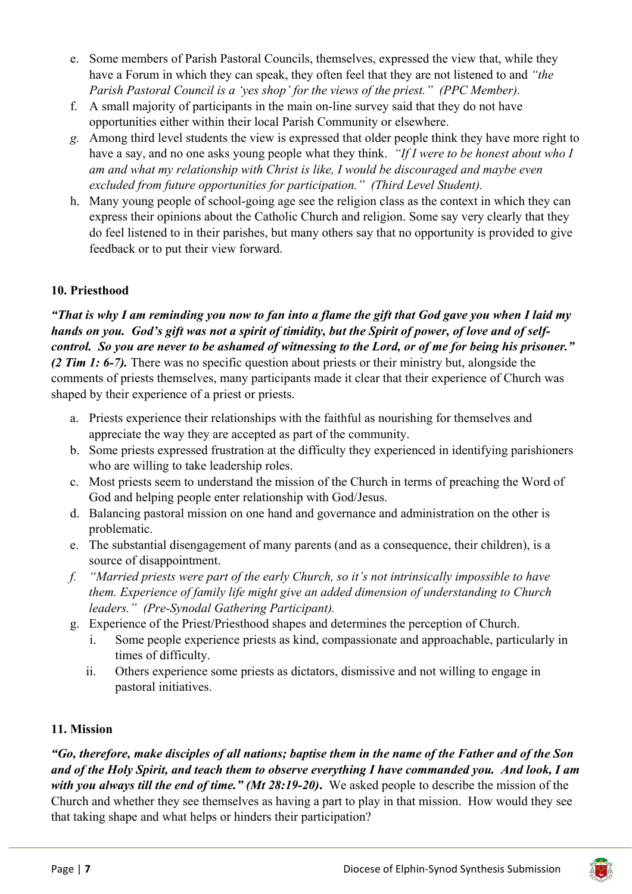e. Some members of Parish Pastoral Councils, themselves, expressed the view that, while they have a Forum in which they can speak, they often feel that they are not listened to and *"the Parish Pastoral Council is a 'yes shop' for the views of the priest." (PPC Member).*
f. A small majority of participants in the main on-line survey said that they do not have opportunities either within their local Parish Community or elsewhere.
g. Among third level students the view is expressed that older people think they have more right to have a say, and no one asks young people what they think. *"If I were to be honest about who I am and what my relationship with Christ is like, I would be discouraged and maybe even excluded from future opportunities for participation." (Third Level Student).*
h. Many young people of school-going age see the religion class as the context in which they can express their opinions about the Catholic Church and religion. Some say very clearly that they do feel listened to in their parishes, but many others say that no opportunity is provided to give feedback or to put their view forward.

## 10. Priesthood

***"That is why I am reminding you now to fan into a flame the gift that God gave you when I laid my hands on you. God's gift was not a spirit of timidity, but the Spirit of power, of love and of self-control. So you are never to be ashamed of witnessing to the Lord, or of me for being his prisoner." (2 Tim 1: 6-7).*** There was no specific question about priests or their ministry but, alongside the comments of priests themselves, many participants made it clear that their experience of Church was shaped by their experience of a priest or priests.

a. Priests experience their relationships with the faithful as nourishing for themselves and appreciate the way they are accepted as part of the community.
b. Some priests expressed frustration at the difficulty they experienced in identifying parishioners who are willing to take leadership roles.
c. Most priests seem to understand the mission of the Church in terms of preaching the Word of God and helping people enter relationship with God/Jesus.
d. Balancing pastoral mission on one hand and governance and administration on the other is problematic.
e. The substantial disengagement of many parents (and as a consequence, their children), is a source of disappointment.
f. *"Married priests were part of the early Church, so it's not intrinsically impossible to have them. Experience of family life might give an added dimension of understanding to Church leaders." (Pre-Synodal Gathering Participant).*
g. Experience of the Priest/Priesthood shapes and determines the perception of Church.
    i. Some people experience priests as kind, compassionate and approachable, particularly in times of difficulty.
    ii. Others experience some priests as dictators, dismissive and not willing to engage in pastoral initiatives.

## 11. Mission

***"Go, therefore, make disciples of all nations; baptise them in the name of the Father and of the Son and of the Holy Spirit, and teach them to observe everything I have commanded you. And look, I am with you always till the end of time." (Mt 28:19-20).*** We asked people to describe the mission of the Church and whether they see themselves as having a part to play in that mission. How would they see that taking shape and what helps or hinders their participation?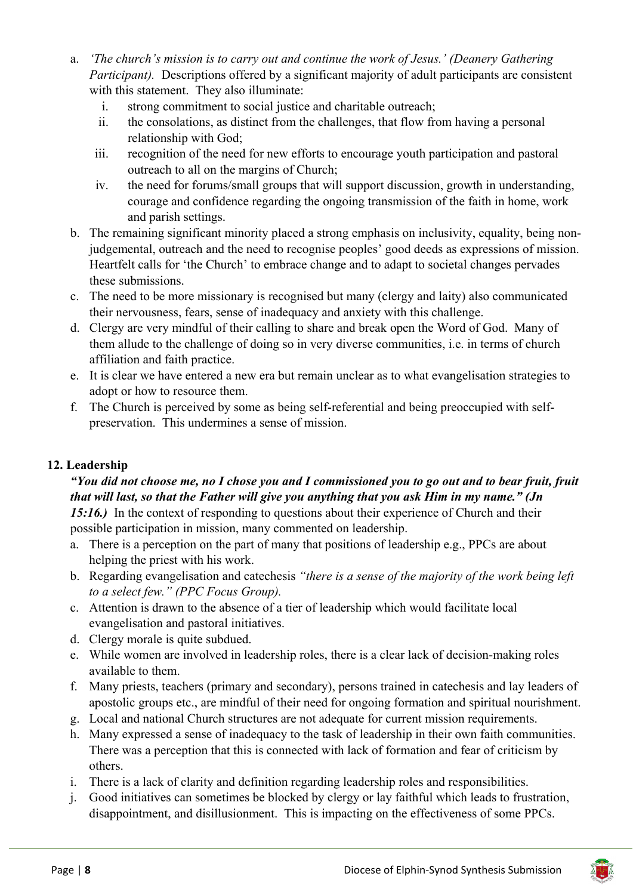a. *'The church's mission is to carry out and continue the work of Jesus.' (Deanery Gathering Participant).* Descriptions offered by a significant majority of adult participants are consistent with this statement. They also illuminate:
   i. strong commitment to social justice and charitable outreach;
   ii. the consolations, as distinct from the challenges, that flow from having a personal relationship with God;
   iii. recognition of the need for new efforts to encourage youth participation and pastoral outreach to all on the margins of Church;
   iv. the need for forums/small groups that will support discussion, growth in understanding, courage and confidence regarding the ongoing transmission of the faith in home, work and parish settings.

b. The remaining significant minority placed a strong emphasis on inclusivity, equality, being non-judgemental, outreach and the need to recognise peoples' good deeds as expressions of mission. Heartfelt calls for 'the Church' to embrace change and to adapt to societal changes pervades these submissions.

c. The need to be more missionary is recognised but many (clergy and laity) also communicated their nervousness, fears, sense of inadequacy and anxiety with this challenge.

d. Clergy are very mindful of their calling to share and break open the Word of God. Many of them allude to the challenge of doing so in very diverse communities, i.e. in terms of church affiliation and faith practice.

e. It is clear we have entered a new era but remain unclear as to what evangelisation strategies to adopt or how to resource them.

f. The Church is perceived by some as being self-referential and being preoccupied with self-preservation. This undermines a sense of mission.

## 12. Leadership

***"You did not choose me, no I chose you and I commissioned you to go out and to bear fruit, fruit that will last, so that the Father will give you anything that you ask Him in my name." (Jn 15:16.)*** In the context of responding to questions about their experience of Church and their possible participation in mission, many commented on leadership.

a. There is a perception on the part of many that positions of leadership e.g., PPCs are about helping the priest with his work.

b. Regarding evangelisation and catechesis *"there is a sense of the majority of the work being left to a select few." (PPC Focus Group).*

c. Attention is drawn to the absence of a tier of leadership which would facilitate local evangelisation and pastoral initiatives.

d. Clergy morale is quite subdued.

e. While women are involved in leadership roles, there is a clear lack of decision-making roles available to them.

f. Many priests, teachers (primary and secondary), persons trained in catechesis and lay leaders of apostolic groups etc., are mindful of their need for ongoing formation and spiritual nourishment.

g. Local and national Church structures are not adequate for current mission requirements.

h. Many expressed a sense of inadequacy to the task of leadership in their own faith communities. There was a perception that this is connected with lack of formation and fear of criticism by others.

i. There is a lack of clarity and definition regarding leadership roles and responsibilities.

j. Good initiatives can sometimes be blocked by clergy or lay faithful which leads to frustration, disappointment, and disillusionment. This is impacting on the effectiveness of some PPCs.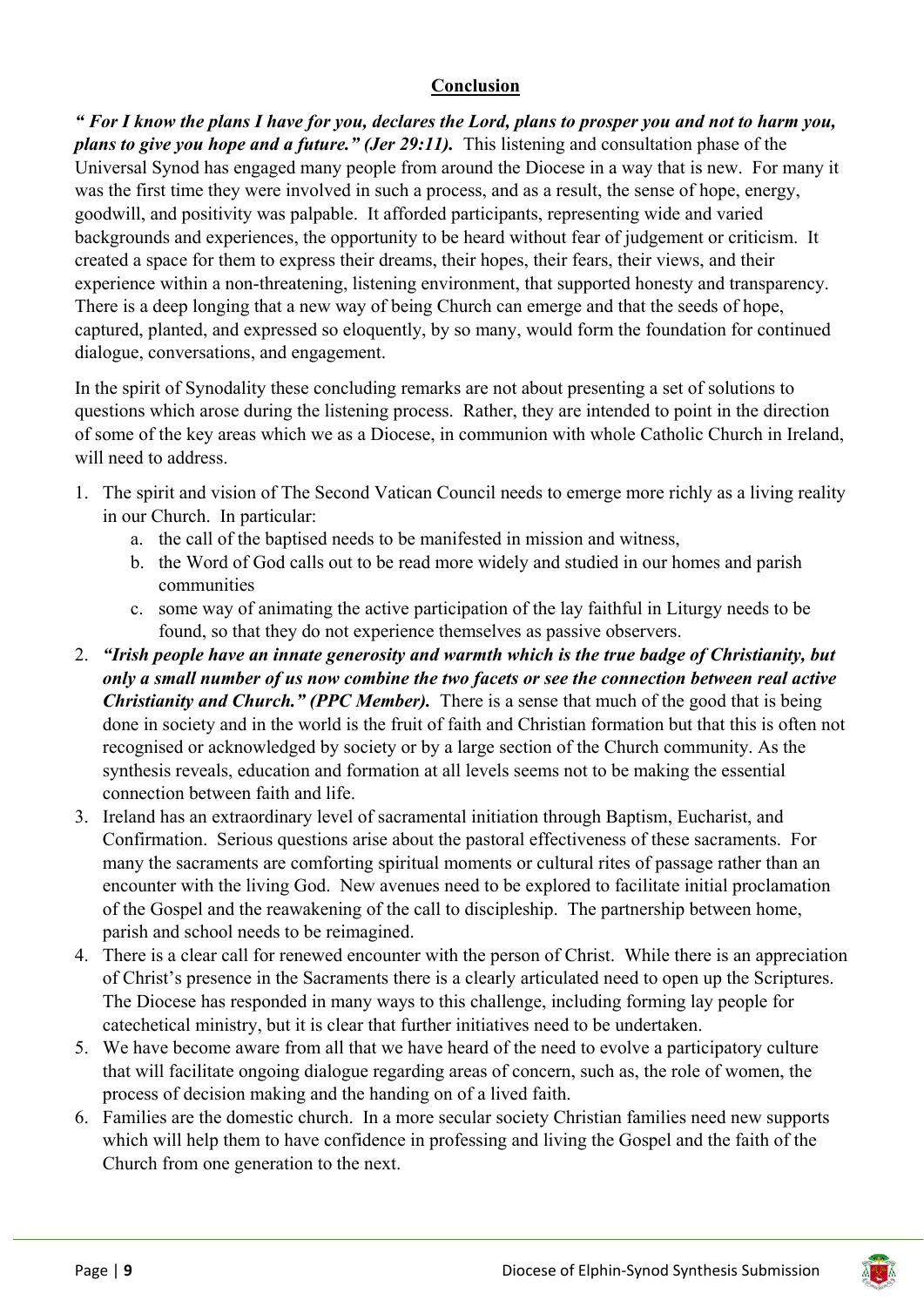## Conclusion

***" For I know the plans I have for you, declares the Lord, plans to prosper you and not to harm you, plans to give you hope and a future." (Jer 29:11).*** This listening and consultation phase of the Universal Synod has engaged many people from around the Diocese in a way that is new. For many it was the first time they were involved in such a process, and as a result, the sense of hope, energy, goodwill, and positivity was palpable. It afforded participants, representing wide and varied backgrounds and experiences, the opportunity to be heard without fear of judgement or criticism. It created a space for them to express their dreams, their hopes, their fears, their views, and their experience within a non-threatening, listening environment, that supported honesty and transparency. There is a deep longing that a new way of being Church can emerge and that the seeds of hope, captured, planted, and expressed so eloquently, by so many, would form the foundation for continued dialogue, conversations, and engagement.

In the spirit of Synodality these concluding remarks are not about presenting a set of solutions to questions which arose during the listening process. Rather, they are intended to point in the direction of some of the key areas which we as a Diocese, in communion with whole Catholic Church in Ireland, will need to address.

1. The spirit and vision of The Second Vatican Council needs to emerge more richly as a living reality in our Church. In particular:
    a. the call of the baptised needs to be manifested in mission and witness,
    b. the Word of God calls out to be read more widely and studied in our homes and parish communities
    c. some way of animating the active participation of the lay faithful in Liturgy needs to be found, so that they do not experience themselves as passive observers.
2. ***"Irish people have an innate generosity and warmth which is the true badge of Christianity, but only a small number of us now combine the two facets or see the connection between real active Christianity and Church." (PPC Member).*** There is a sense that much of the good that is being done in society and in the world is the fruit of faith and Christian formation but that this is often not recognised or acknowledged by society or by a large section of the Church community. As the synthesis reveals, education and formation at all levels seems not to be making the essential connection between faith and life.
3. Ireland has an extraordinary level of sacramental initiation through Baptism, Eucharist, and Confirmation. Serious questions arise about the pastoral effectiveness of these sacraments. For many the sacraments are comforting spiritual moments or cultural rites of passage rather than an encounter with the living God. New avenues need to be explored to facilitate initial proclamation of the Gospel and the reawakening of the call to discipleship. The partnership between home, parish and school needs to be reimagined.
4. There is a clear call for renewed encounter with the person of Christ. While there is an appreciation of Christ's presence in the Sacraments there is a clearly articulated need to open up the Scriptures. The Diocese has responded in many ways to this challenge, including forming lay people for catechetical ministry, but it is clear that further initiatives need to be undertaken.
5. We have become aware from all that we have heard of the need to evolve a participatory culture that will facilitate ongoing dialogue regarding areas of concern, such as, the role of women, the process of decision making and the handing on of a lived faith.
6. Families are the domestic church. In a more secular society Christian families need new supports which will help them to have confidence in professing and living the Gospel and the faith of the Church from one generation to the next.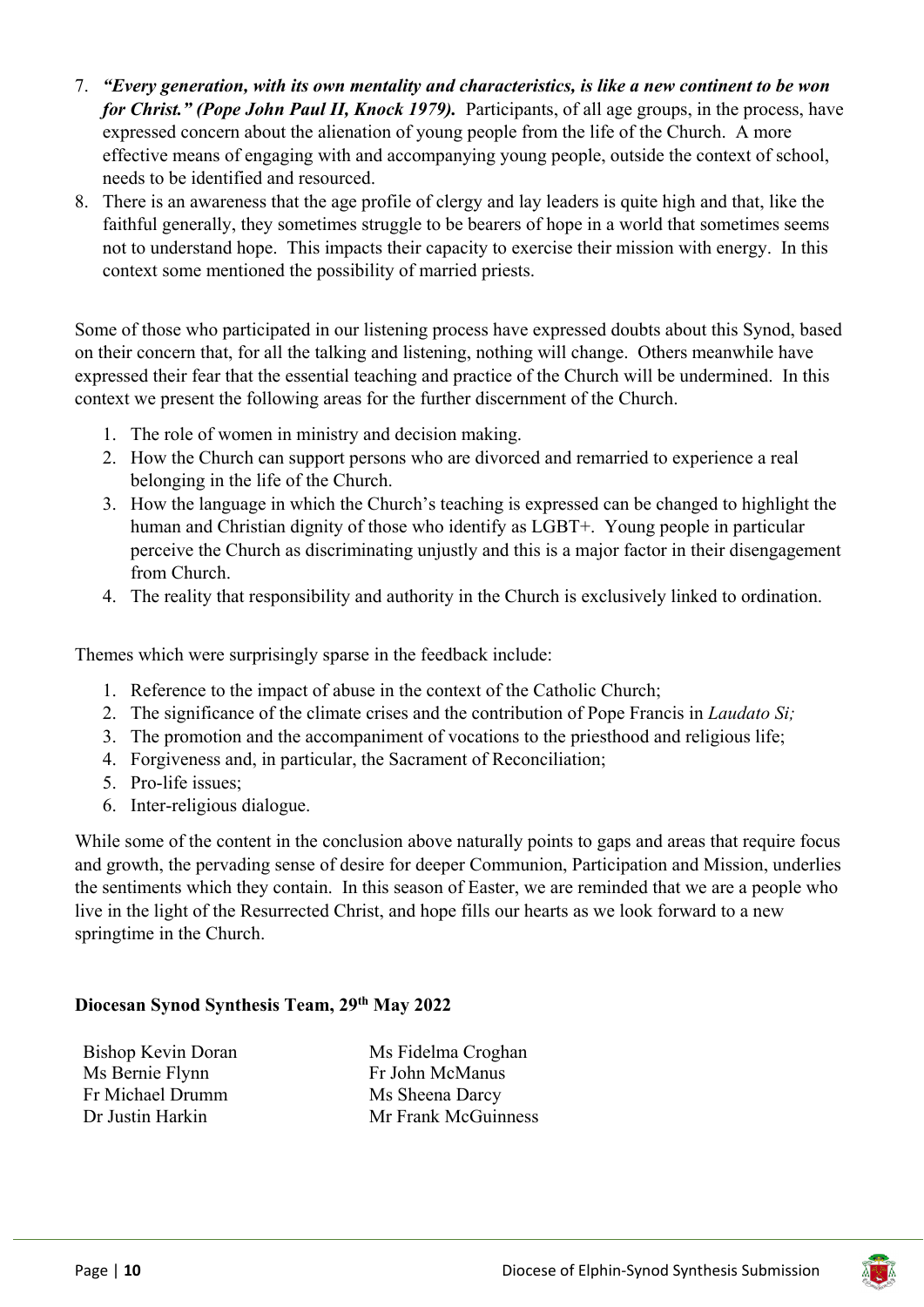7. ***"Every generation, with its own mentality and characteristics, is like a new continent to be won for Christ." (Pope John Paul II, Knock 1979).*** Participants, of all age groups, in the process, have expressed concern about the alienation of young people from the life of the Church. A more effective means of engaging with and accompanying young people, outside the context of school, needs to be identified and resourced.
8. There is an awareness that the age profile of clergy and lay leaders is quite high and that, like the faithful generally, they sometimes struggle to be bearers of hope in a world that sometimes seems not to understand hope. This impacts their capacity to exercise their mission with energy. In this context some mentioned the possibility of married priests.

Some of those who participated in our listening process have expressed doubts about this Synod, based on their concern that, for all the talking and listening, nothing will change. Others meanwhile have expressed their fear that the essential teaching and practice of the Church will be undermined. In this context we present the following areas for the further discernment of the Church.

1. The role of women in ministry and decision making.
2. How the Church can support persons who are divorced and remarried to experience a real belonging in the life of the Church.
3. How the language in which the Church's teaching is expressed can be changed to highlight the human and Christian dignity of those who identify as LGBT+. Young people in particular perceive the Church as discriminating unjustly and this is a major factor in their disengagement from Church.
4. The reality that responsibility and authority in the Church is exclusively linked to ordination.

Themes which were surprisingly sparse in the feedback include:

1. Reference to the impact of abuse in the context of the Catholic Church;
2. The significance of the climate crises and the contribution of Pope Francis in *Laudato Si;*
3. The promotion and the accompaniment of vocations to the priesthood and religious life;
4. Forgiveness and, in particular, the Sacrament of Reconciliation;
5. Pro-life issues;
6. Inter-religious dialogue.

While some of the content in the conclusion above naturally points to gaps and areas that require focus and growth, the pervading sense of desire for deeper Communion, Participation and Mission, underlies the sentiments which they contain. In this season of Easter, we are reminded that we are a people who live in the light of the Resurrected Christ, and hope fills our hearts as we look forward to a new springtime in the Church.

**Diocesan Synod Synthesis Team, 29th May 2022**

Bishop Kevin Doran
Ms Bernie Flynn
Fr Michael Drumm
Dr Justin Harkin
Ms Fidelma Croghan
Fr John McManus
Ms Sheena Darcy
Mr Frank McGuinness